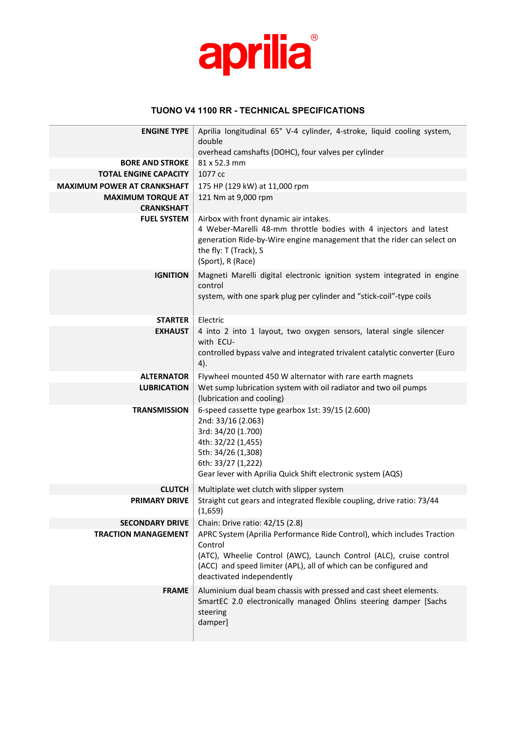aprilia®

## TUONO V4 1100 RR - TECHNICAL SPECIFICATIONS

| | |
|---|---|
| **ENGINE TYPE** | Aprilia longitudinal 65° V-4 cylinder, 4-stroke, liquid cooling system, double overhead camshafts (DOHC), four valves per cylinder |
| **BORE AND STROKE** | 81 x 52.3 mm |
| **TOTAL ENGINE CAPACITY** | 1077 cc |
| **MAXIMUM POWER AT CRANKSHAFT** | 175 HP (129 kW) at 11,000 rpm |
| **MAXIMUM TORQUE AT CRANKSHAFT** | 121 Nm at 9,000 rpm |
| **FUEL SYSTEM** | Airbox with front dynamic air intakes.<br>4 Weber-Marelli 48-mm throttle bodies with 4 injectors and latest generation Ride-by-Wire engine management that the rider can select on the fly: T (Track), S (Sport), R (Race) |
| **IGNITION** | Magneti Marelli digital electronic ignition system integrated in engine control system, with one spark plug per cylinder and "stick-coil"-type coils |
| **STARTER** | Electric |
| **EXHAUST** | 4 into 2 into 1 layout, two oxygen sensors, lateral single silencer with ECU-controlled bypass valve and integrated trivalent catalytic converter (Euro 4). |
| **ALTERNATOR** | Flywheel mounted 450 W alternator with rare earth magnets |
| **LUBRICATION** | Wet sump lubrication system with oil radiator and two oil pumps (lubrication and cooling) |
| **TRANSMISSION** | 6-speed cassette type gearbox 1st: 39/15 (2.600)<br>2nd: 33/16 (2.063)<br>3rd: 34/20 (1.700)<br>4th: 32/22 (1,455)<br>5th: 34/26 (1,308)<br>6th: 33/27 (1,222)<br>Gear lever with Aprilia Quick Shift electronic system (AQS) |
| **CLUTCH** | Multiplate wet clutch with slipper system |
| **PRIMARY DRIVE** | Straight cut gears and integrated flexible coupling, drive ratio: 73/44 (1,659) |
| **SECONDARY DRIVE** | Chain: Drive ratio: 42/15 (2.8) |
| **TRACTION MANAGEMENT** | APRC System (Aprilia Performance Ride Control), which includes Traction Control (ATC), Wheelie Control (AWC), Launch Control (ALC), cruise control (ACC) and speed limiter (APL), all of which can be configured and deactivated independently |
| **FRAME** | Aluminium dual beam chassis with pressed and cast sheet elements.<br>SmartEC 2.0 electronically managed Öhlins steering damper [Sachs steering damper] |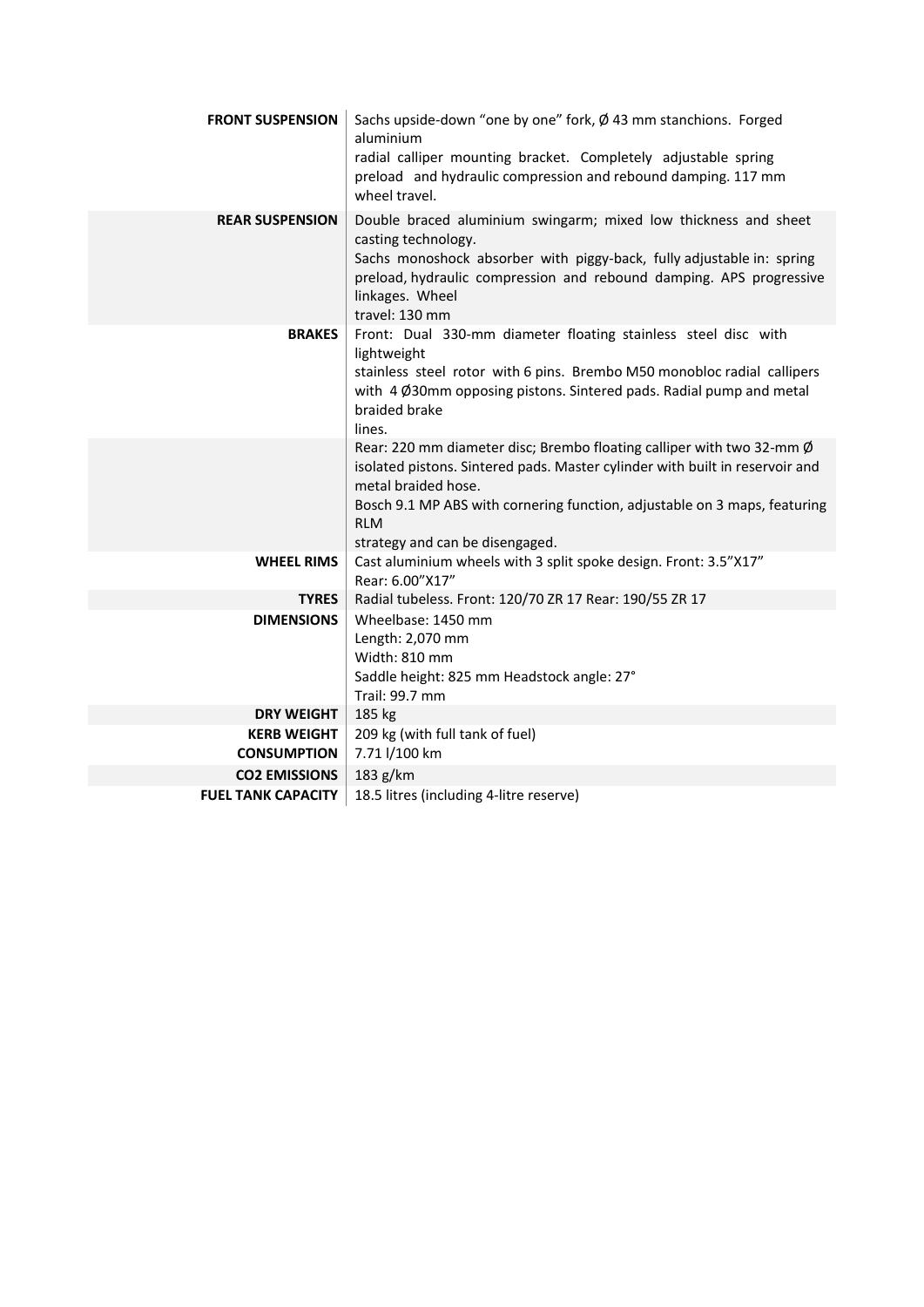| | |
|---|---|
| **FRONT SUSPENSION** | Sachs upside-down “one by one” fork, Ø 43 mm stanchions. Forged aluminium radial calliper mounting bracket. Completely adjustable spring preload and hydraulic compression and rebound damping. 117 mm wheel travel. |
| **REAR SUSPENSION** | Double braced aluminium swingarm; mixed low thickness and sheet casting technology. Sachs monoshock absorber with piggy-back, fully adjustable in: spring preload, hydraulic compression and rebound damping. APS progressive linkages. Wheel travel: 130 mm |
| **BRAKES** | Front: Dual 330-mm diameter floating stainless steel disc with lightweight stainless steel rotor with 6 pins. Brembo M50 monobloc radial callipers with 4 Ø30mm opposing pistons. Sintered pads. Radial pump and metal braided brake lines. |
| | Rear: 220 mm diameter disc; Brembo floating calliper with two 32-mm Ø isolated pistons. Sintered pads. Master cylinder with built in reservoir and metal braided hose. Bosch 9.1 MP ABS with cornering function, adjustable on 3 maps, featuring RLM strategy and can be disengaged. |
| **WHEEL RIMS** | Cast aluminium wheels with 3 split spoke design. Front: 3.5”X17” Rear: 6.00”X17” |
| **TYRES** | Radial tubeless. Front: 120/70 ZR 17 Rear: 190/55 ZR 17 |
| **DIMENSIONS** | Wheelbase: 1450 mm<br>Length: 2,070 mm<br>Width: 810 mm<br>Saddle height: 825 mm Headstock angle: 27°<br>Trail: 99.7 mm |
| **DRY WEIGHT** | 185 kg |
| **KERB WEIGHT** | 209 kg (with full tank of fuel) |
| **CONSUMPTION** | 7.71 l/100 km |
| **CO2 EMISSIONS** | 183 g/km |
| **FUEL TANK CAPACITY** | 18.5 litres (including 4-litre reserve) |